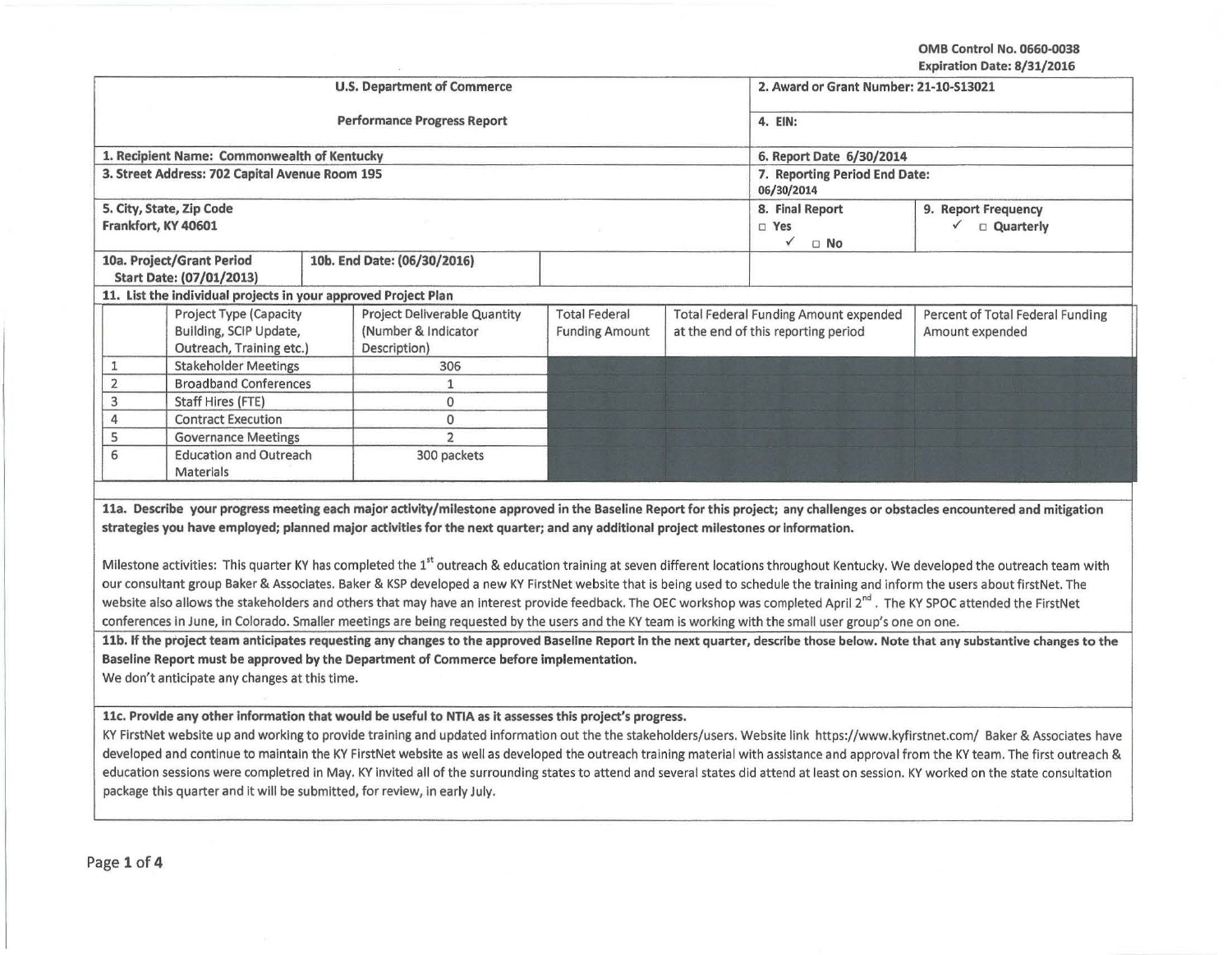OMB Control No. 0660-0038
Expiration Date: 8/31/2016

| U.S. Department of Commerce | | | 2. Award or Grant Number: 21-10-S13021 | |
|---|---|---|---|---|
| Performance Progress Report | | | 4. EIN: | |
| 1. Recipient Name: Commonwealth of Kentucky | | | 6. Report Date 6/30/2014 | |
| 3. Street Address: 702 Capital Avenue Room 195 | | | 7. Reporting Period End Date: 06/30/2014 | |
| 5. City, State, Zip Code<br>Frankfort, KY 40601 | | | 8. Final Report<br>□ Yes<br>✓ □ No | 9. Report Frequency<br>✓ □ Quarterly |
| 10a. Project/Grant Period<br>Start Date: (07/01/2013) | 10b. End Date: (06/30/2016) | | | |

**11. List the individual projects in your approved Project Plan**

| | Project Type (Capacity Building, SCIP Update, Outreach, Training etc.) | Project Deliverable Quantity (Number & Indicator Description) | Total Federal Funding Amount | Total Federal Funding Amount expended at the end of this reporting period | Percent of Total Federal Funding Amount expended |
|---|---|---|---|---|---|
| 1 | Stakeholder Meetings | 306 | | | |
| 2 | Broadband Conferences | 1 | | | |
| 3 | Staff Hires (FTE) | 0 | | | |
| 4 | Contract Execution | 0 | | | |
| 5 | Governance Meetings | 2 | | | |
| 6 | Education and Outreach Materials | 300 packets | | | |

**11a. Describe your progress meeting each major activity/milestone approved in the Baseline Report for this project; any challenges or obstacles encountered and mitigation strategies you have employed; planned major activities for the next quarter; and any additional project milestones or information.**

Milestone activities: This quarter KY has completed the 1st outreach & education training at seven different locations throughout Kentucky. We developed the outreach team with our consultant group Baker & Associates. Baker & KSP developed a new KY FirstNet website that is being used to schedule the training and inform the users about firstNet. The website also allows the stakeholders and others that may have an interest provide feedback. The OEC workshop was completed April 2nd. The KY SPOC attended the FirstNet conferences in June, in Colorado. Smaller meetings are being requested by the users and the KY team is working with the small user group's one on one.

**11b. If the project team anticipates requesting any changes to the approved Baseline Report in the next quarter, describe those below. Note that any substantive changes to the Baseline Report must be approved by the Department of Commerce before implementation.**

We don't anticipate any changes at this time.

**11c. Provide any other information that would be useful to NTIA as it assesses this project's progress.**

KY FirstNet website up and working to provide training and updated information out the the stakeholders/users. Website link https://www.kyfirstnet.com/ Baker & Associates have developed and continue to maintain the KY FirstNet website as well as developed the outreach training material with assistance and approval from the KY team. The first outreach & education sessions were completred in May. KY invited all of the surrounding states to attend and several states did attend at least on session. KY worked on the state consultation package this quarter and it will be submitted, for review, in early July.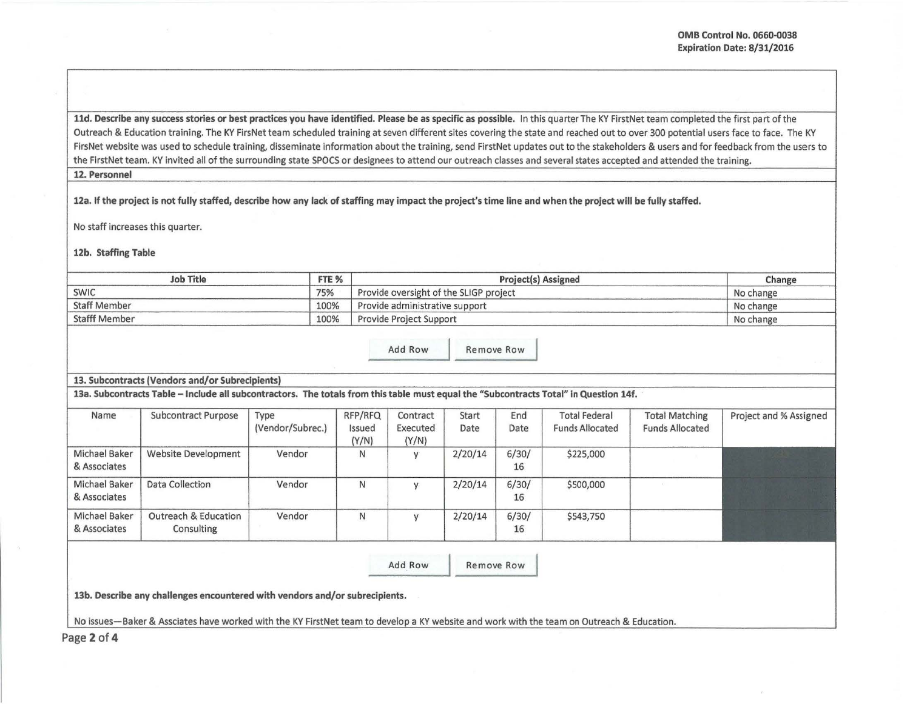**11d. Describe any success stories or best practices you have identified. Please be as specific as possible.** In this quarter The KY FirstNet team completed the first part of the Outreach & Education training. The KY FirsNet team scheduled training at seven different sites covering the state and reached out to over 300 potential users face to face. The KY FirsNet website was used to schedule training, disseminate information about the training, send FirstNet updates out to the stakeholders & users and for feedback from the users to the FirstNet team. KY invited all of the surrounding state SPOCS or designees to attend our outreach classes and several states accepted and attended the training.

**12. Personnel**

**12a. If the project is not fully staffed, describe how any lack of staffing may impact the project's time line and when the project will be fully staffed.**

No staff increases this quarter.

**12b. Staffing Table**

| Job Title | FTE % | Project(s) Assigned | Change |
|---|---|---|---|
| SWIC | 75% | Provide oversight of the SLIGP project | No change |
| Staff Member | 100% | Provide administrative support | No change |
| Stafff Member | 100% | Provide Project Support | No change |

**13. Subcontracts (Vendors and/or Subrecipients)**

**13a. Subcontracts Table – Include all subcontractors. The totals from this table must equal the "Subcontracts Total" in Question 14f.**

| Name | Subcontract Purpose | Type (Vendor/Subrec.) | RFP/RFQ Issued (Y/N) | Contract Executed (Y/N) | Start Date | End Date | Total Federal Funds Allocated | Total Matching Funds Allocated | Project and % Assigned |
|---|---|---|---|---|---|---|---|---|---|
| Michael Baker & Associates | Website Development | Vendor | N | y | 2/20/14 | 6/30/16 | $225,000 | | |
| Michael Baker & Associates | Data Collection | Vendor | N | y | 2/20/14 | 6/30/16 | $500,000 | | |
| Michael Baker & Associates | Outreach & Education Consulting | Vendor | N | y | 2/20/14 | 6/30/16 | $543,750 | | |

**13b. Describe any challenges encountered with vendors and/or subrecipients.**

No issues—Baker & Assciates have worked with the KY FirstNet team to develop a KY website and work with the team on Outreach & Education.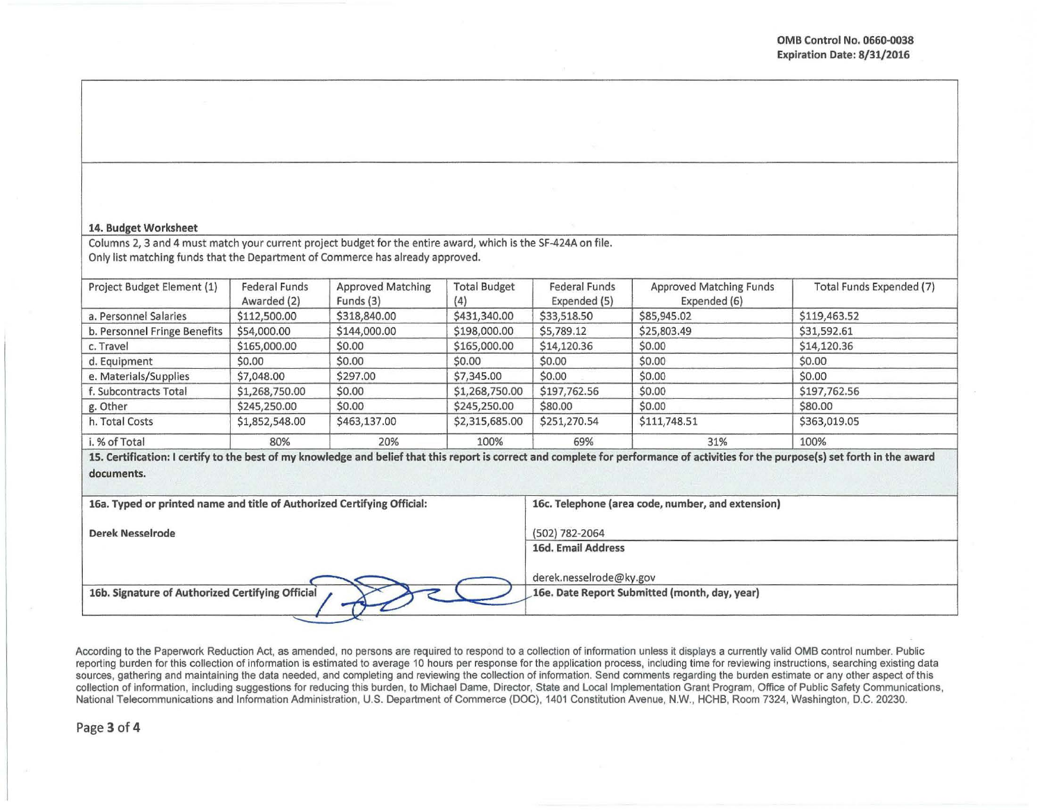OMB Control No. 0660-0038
Expiration Date: 8/31/2016

**14. Budget Worksheet**

Columns 2, 3 and 4 must match your current project budget for the entire award, which is the SF-424A on file.
Only list matching funds that the Department of Commerce has already approved.

| Project Budget Element (1) | Federal Funds Awarded (2) | Approved Matching Funds (3) | Total Budget (4) | Federal Funds Expended (5) | Approved Matching Funds Expended (6) | Total Funds Expended (7) |
|---|---|---|---|---|---|---|
| a. Personnel Salaries | $112,500.00 | $318,840.00 | $431,340.00 | $33,518.50 | $85,945.02 | $119,463.52 |
| b. Personnel Fringe Benefits | $54,000.00 | $144,000.00 | $198,000.00 | $5,789.12 | $25,803.49 | $31,592.61 |
| c. Travel | $165,000.00 | $0.00 | $165,000.00 | $14,120.36 | $0.00 | $14,120.36 |
| d. Equipment | $0.00 | $0.00 | $0.00 | $0.00 | $0.00 | $0.00 |
| e. Materials/Supplies | $7,048.00 | $297.00 | $7,345.00 | $0.00 | $0.00 | $0.00 |
| f. Subcontracts Total | $1,268,750.00 | $0.00 | $1,268,750.00 | $197,762.56 | $0.00 | $197,762.56 |
| g. Other | $245,250.00 | $0.00 | $245,250.00 | $80.00 | $0.00 | $80.00 |
| h. Total Costs | $1,852,548.00 | $463,137.00 | $2,315,685.00 | $251,270.54 | $111,748.51 | $363,019.05 |
| i. % of Total | 80% | 20% | 100% | 69% | 31% | 100% |

**15. Certification: I certify to the best of my knowledge and belief that this report is correct and complete for performance of activities for the purpose(s) set forth in the award documents.**

| **16a. Typed or printed name and title of Authorized Certifying Official:** | **16c. Telephone (area code, number, and extension)** |
|---|---|
| **Derek Nesselrode** | (502) 782-2064 |
| | **16d. Email Address** |
| | derek.nesselrode@ky.gov |
| **16b. Signature of Authorized Certifying Official** | **16e. Date Report Submitted (month, day, year)** |

According to the Paperwork Reduction Act, as amended, no persons are required to respond to a collection of information unless it displays a currently valid OMB control number. Public reporting burden for this collection of information is estimated to average 10 hours per response for the application process, including time for reviewing instructions, searching existing data sources, gathering and maintaining the data needed, and completing and reviewing the collection of information. Send comments regarding the burden estimate or any other aspect of this collection of information, including suggestions for reducing this burden, to Michael Dame, Director, State and Local Implementation Grant Program, Office of Public Safety Communications, National Telecommunications and Information Administration, U.S. Department of Commerce (DOC), 1401 Constitution Avenue, N.W., HCHB, Room 7324, Washington, D.C. 20230.